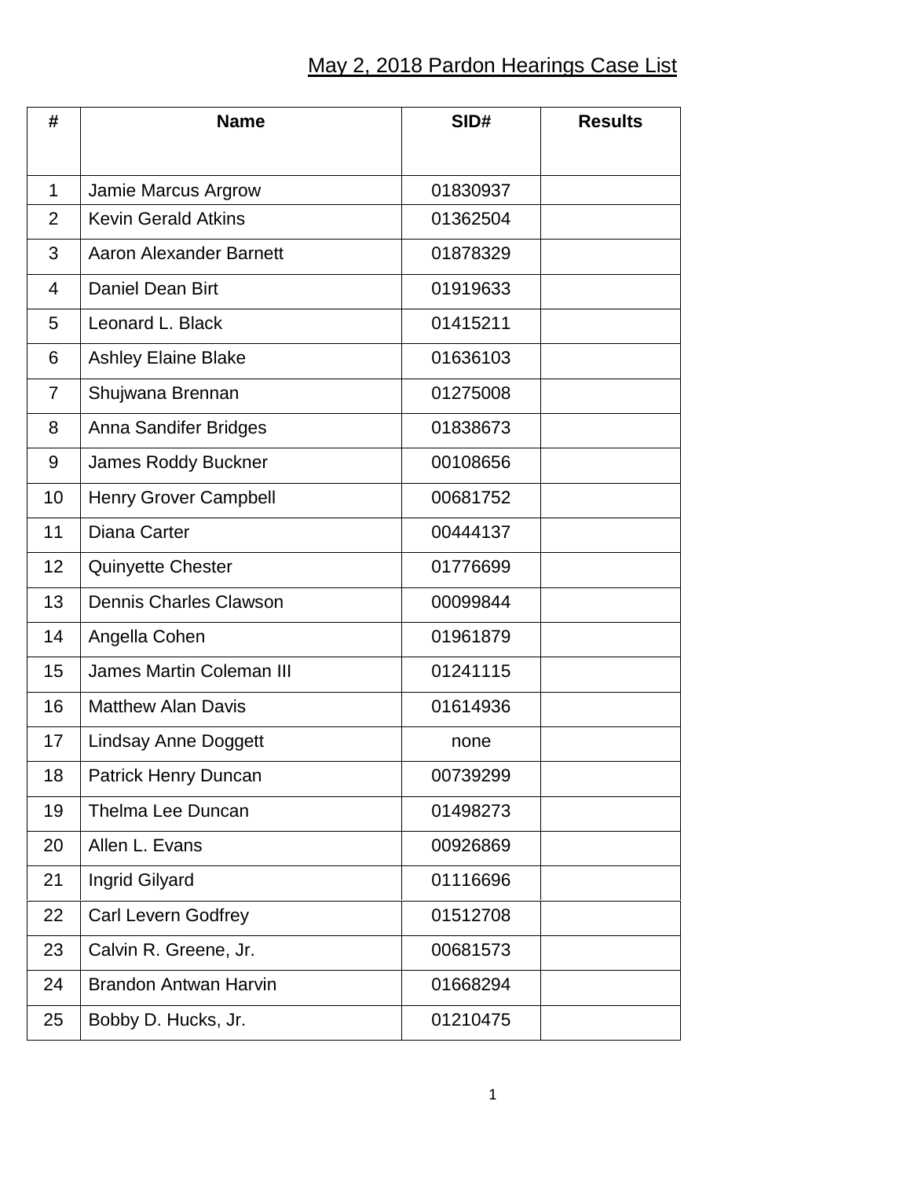# May 2, 2018 Pardon Hearings Case List

| # | Name | SID# | Results |
|---|---|---|---|
| 1 | Jamie Marcus Argrow | 01830937 | |
| 2 | Kevin Gerald Atkins | 01362504 | |
| 3 | Aaron Alexander Barnett | 01878329 | |
| 4 | Daniel Dean Birt | 01919633 | |
| 5 | Leonard L. Black | 01415211 | |
| 6 | Ashley Elaine Blake | 01636103 | |
| 7 | Shujwana Brennan | 01275008 | |
| 8 | Anna Sandifer Bridges | 01838673 | |
| 9 | James Roddy Buckner | 00108656 | |
| 10 | Henry Grover Campbell | 00681752 | |
| 11 | Diana Carter | 00444137 | |
| 12 | Quinyette Chester | 01776699 | |
| 13 | Dennis Charles Clawson | 00099844 | |
| 14 | Angella Cohen | 01961879 | |
| 15 | James Martin Coleman III | 01241115 | |
| 16 | Matthew Alan Davis | 01614936 | |
| 17 | Lindsay Anne Doggett | none | |
| 18 | Patrick Henry Duncan | 00739299 | |
| 19 | Thelma Lee Duncan | 01498273 | |
| 20 | Allen L. Evans | 00926869 | |
| 21 | Ingrid Gilyard | 01116696 | |
| 22 | Carl Levern Godfrey | 01512708 | |
| 23 | Calvin R. Greene, Jr. | 00681573 | |
| 24 | Brandon Antwan Harvin | 01668294 | |
| 25 | Bobby D. Hucks, Jr. | 01210475 | |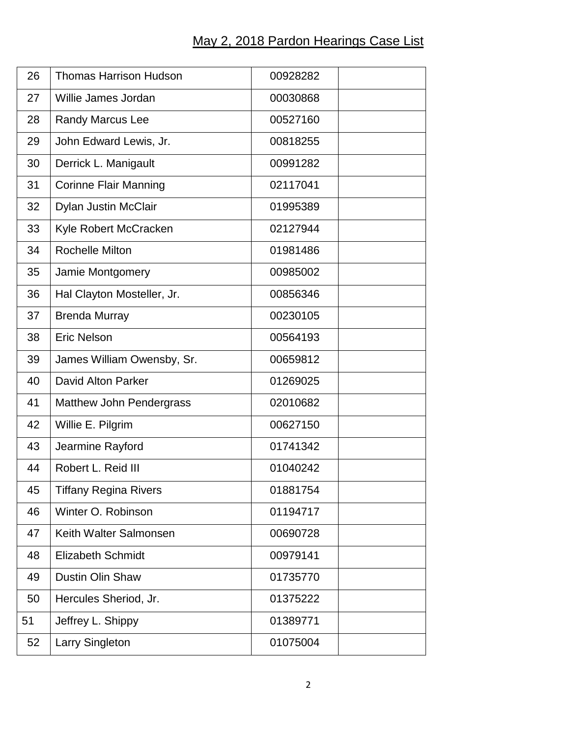## May 2, 2018 Pardon Hearings Case List

| | | | |
|---|---|---|---|
| 26 | Thomas Harrison Hudson | 00928282 | |
| 27 | Willie James Jordan | 00030868 | |
| 28 | Randy Marcus Lee | 00527160 | |
| 29 | John Edward Lewis, Jr. | 00818255 | |
| 30 | Derrick L. Manigault | 00991282 | |
| 31 | Corinne Flair Manning | 02117041 | |
| 32 | Dylan Justin McClair | 01995389 | |
| 33 | Kyle Robert McCracken | 02127944 | |
| 34 | Rochelle Milton | 01981486 | |
| 35 | Jamie Montgomery | 00985002 | |
| 36 | Hal Clayton Mosteller, Jr. | 00856346 | |
| 37 | Brenda Murray | 00230105 | |
| 38 | Eric Nelson | 00564193 | |
| 39 | James William Owensby, Sr. | 00659812 | |
| 40 | David Alton Parker | 01269025 | |
| 41 | Matthew John Pendergrass | 02010682 | |
| 42 | Willie E. Pilgrim | 00627150 | |
| 43 | Jearmine Rayford | 01741342 | |
| 44 | Robert L. Reid III | 01040242 | |
| 45 | Tiffany Regina Rivers | 01881754 | |
| 46 | Winter O. Robinson | 01194717 | |
| 47 | Keith Walter Salmonsen | 00690728 | |
| 48 | Elizabeth Schmidt | 00979141 | |
| 49 | Dustin Olin Shaw | 01735770 | |
| 50 | Hercules Sheriod, Jr. | 01375222 | |
| 51 | Jeffrey L. Shippy | 01389771 | |
| 52 | Larry Singleton | 01075004 | |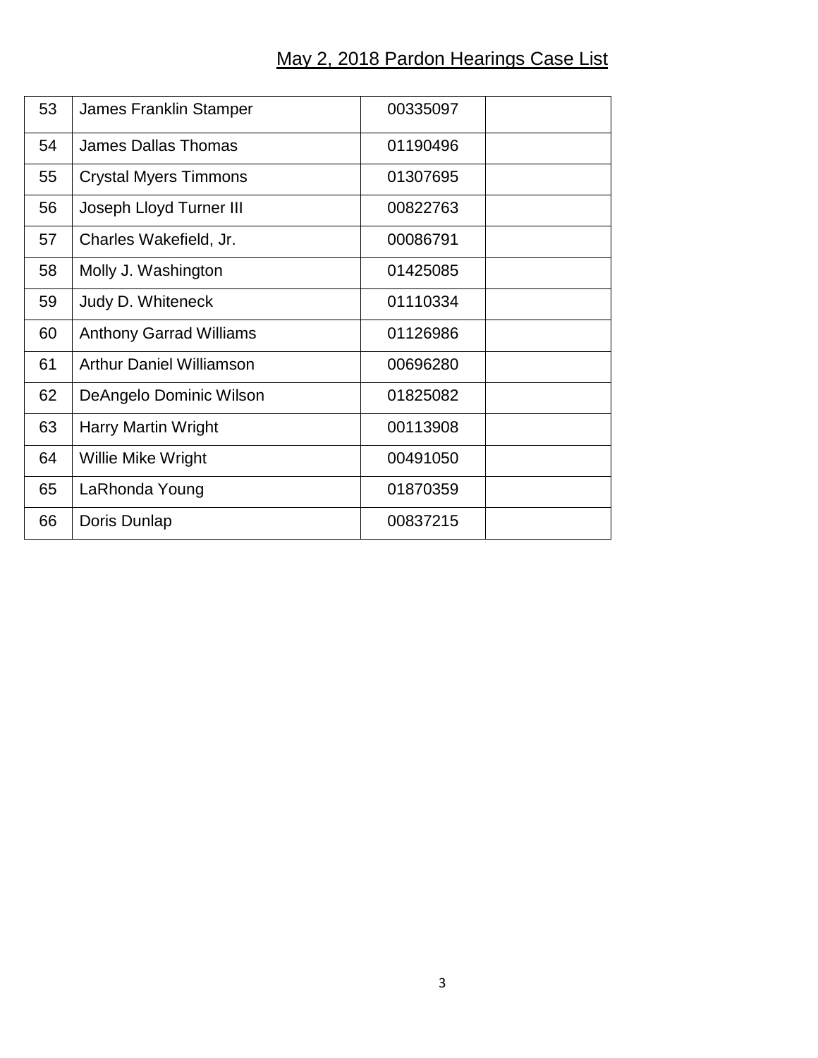## May 2, 2018 Pardon Hearings Case List

| | | | |
|---|---|---|---|
| 53 | James Franklin Stamper | 00335097 | |
| 54 | James Dallas Thomas | 01190496 | |
| 55 | Crystal Myers Timmons | 01307695 | |
| 56 | Joseph Lloyd Turner III | 00822763 | |
| 57 | Charles Wakefield, Jr. | 00086791 | |
| 58 | Molly J. Washington | 01425085 | |
| 59 | Judy D. Whiteneck | 01110334 | |
| 60 | Anthony Garrad Williams | 01126986 | |
| 61 | Arthur Daniel Williamson | 00696280 | |
| 62 | DeAngelo Dominic Wilson | 01825082 | |
| 63 | Harry Martin Wright | 00113908 | |
| 64 | Willie Mike Wright | 00491050 | |
| 65 | LaRhonda Young | 01870359 | |
| 66 | Doris Dunlap | 00837215 | |